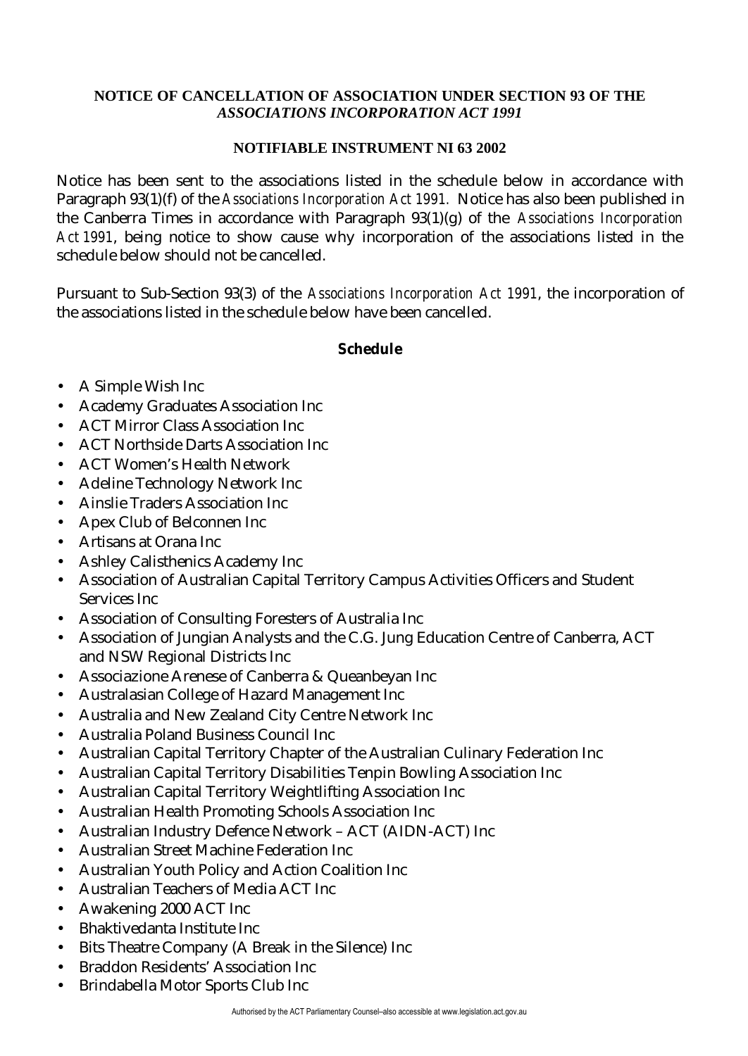**NOTICE OF CANCELLATION OF ASSOCIATION UNDER SECTION 93 OF THE *ASSOCIATIONS INCORPORATION ACT 1991***

**NOTIFIABLE INSTRUMENT NI 63 2002**

Notice has been sent to the associations listed in the schedule below in accordance with Paragraph 93(1)(f) of the *Associations Incorporation Act 1991.* Notice has also been published in the Canberra Times in accordance with Paragraph 93(1)(g) of the *Associations Incorporation Act 1991*, being notice to show cause why incorporation of the associations listed in the schedule below should not be cancelled.

Pursuant to Sub-Section 93(3) of the *Associations Incorporation Act 1991*, the incorporation of the associations listed in the schedule below have been cancelled.

**Schedule**

- A Simple Wish Inc
- Academy Graduates Association Inc
- ACT Mirror Class Association Inc
- ACT Northside Darts Association Inc
- ACT Women's Health Network
- Adeline Technology Network Inc
- Ainslie Traders Association Inc
- Apex Club of Belconnen Inc
- Artisans at Orana Inc
- Ashley Calisthenics Academy Inc
- Association of Australian Capital Territory Campus Activities Officers and Student Services Inc
- Association of Consulting Foresters of Australia Inc
- Association of Jungian Analysts and the C.G. Jung Education Centre of Canberra, ACT and NSW Regional Districts Inc
- Associazione Arenese of Canberra & Queanbeyan Inc
- Australasian College of Hazard Management Inc
- Australia and New Zealand City Centre Network Inc
- Australia Poland Business Council Inc
- Australian Capital Territory Chapter of the Australian Culinary Federation Inc
- Australian Capital Territory Disabilities Tenpin Bowling Association Inc
- Australian Capital Territory Weightlifting Association Inc
- Australian Health Promoting Schools Association Inc
- Australian Industry Defence Network – ACT (AIDN-ACT) Inc
- Australian Street Machine Federation Inc
- Australian Youth Policy and Action Coalition Inc
- Australian Teachers of Media ACT Inc
- Awakening 2000 ACT Inc
- Bhaktivedanta Institute Inc
- Bits Theatre Company (A Break in the Silence) Inc
- Braddon Residents' Association Inc
- Brindabella Motor Sports Club Inc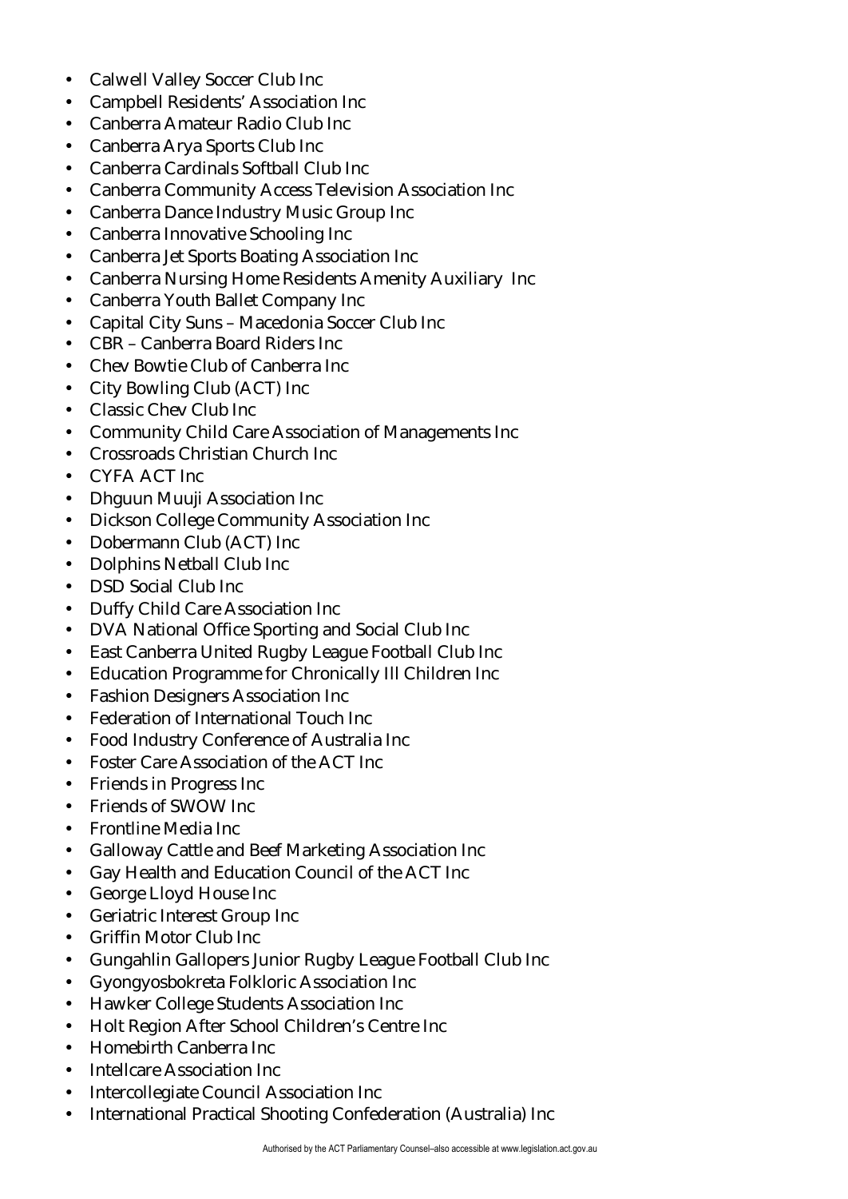- Calwell Valley Soccer Club Inc
- Campbell Residents' Association Inc
- Canberra Amateur Radio Club Inc
- Canberra Arya Sports Club Inc
- Canberra Cardinals Softball Club Inc
- Canberra Community Access Television Association Inc
- Canberra Dance Industry Music Group Inc
- Canberra Innovative Schooling Inc
- Canberra Jet Sports Boating Association Inc
- Canberra Nursing Home Residents Amenity Auxiliary Inc
- Canberra Youth Ballet Company Inc
- Capital City Suns – Macedonia Soccer Club Inc
- CBR – Canberra Board Riders Inc
- Chev Bowtie Club of Canberra Inc
- City Bowling Club (ACT) Inc
- Classic Chev Club Inc
- Community Child Care Association of Managements Inc
- Crossroads Christian Church Inc
- CYFA ACT Inc
- Dhguun Muuji Association Inc
- Dickson College Community Association Inc
- Dobermann Club (ACT) Inc
- Dolphins Netball Club Inc
- DSD Social Club Inc
- Duffy Child Care Association Inc
- DVA National Office Sporting and Social Club Inc
- East Canberra United Rugby League Football Club Inc
- Education Programme for Chronically Ill Children Inc
- Fashion Designers Association Inc
- Federation of International Touch Inc
- Food Industry Conference of Australia Inc
- Foster Care Association of the ACT Inc
- Friends in Progress Inc
- Friends of SWOW Inc
- Frontline Media Inc
- Galloway Cattle and Beef Marketing Association Inc
- Gay Health and Education Council of the ACT Inc
- George Lloyd House Inc
- Geriatric Interest Group Inc
- Griffin Motor Club Inc
- Gungahlin Gallopers Junior Rugby League Football Club Inc
- Gyongyosbokreta Folkloric Association Inc
- Hawker College Students Association Inc
- Holt Region After School Children's Centre Inc
- Homebirth Canberra Inc
- Intellcare Association Inc
- Intercollegiate Council Association Inc
- International Practical Shooting Confederation (Australia) Inc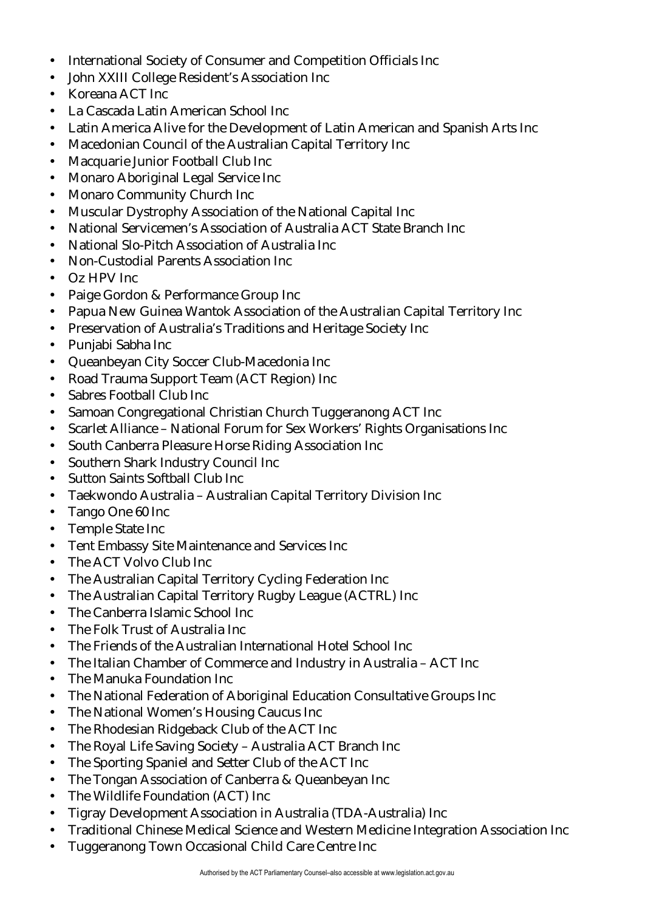- International Society of Consumer and Competition Officials Inc
- John XXIII College Resident's Association Inc
- Koreana ACT Inc
- La Cascada Latin American School Inc
- Latin America Alive for the Development of Latin American and Spanish Arts Inc
- Macedonian Council of the Australian Capital Territory Inc
- Macquarie Junior Football Club Inc
- Monaro Aboriginal Legal Service Inc
- Monaro Community Church Inc
- Muscular Dystrophy Association of the National Capital Inc
- National Servicemen's Association of Australia ACT State Branch Inc
- National Slo-Pitch Association of Australia Inc
- Non-Custodial Parents Association Inc
- Oz HPV Inc
- Paige Gordon & Performance Group Inc
- Papua New Guinea Wantok Association of the Australian Capital Territory Inc
- Preservation of Australia's Traditions and Heritage Society Inc
- Punjabi Sabha Inc
- Queanbeyan City Soccer Club-Macedonia Inc
- Road Trauma Support Team (ACT Region) Inc
- Sabres Football Club Inc
- Samoan Congregational Christian Church Tuggeranong ACT Inc
- Scarlet Alliance – National Forum for Sex Workers' Rights Organisations Inc
- South Canberra Pleasure Horse Riding Association Inc
- Southern Shark Industry Council Inc
- Sutton Saints Softball Club Inc
- Taekwondo Australia – Australian Capital Territory Division Inc
- Tango One 60 Inc
- Temple State Inc
- Tent Embassy Site Maintenance and Services Inc
- The ACT Volvo Club Inc
- The Australian Capital Territory Cycling Federation Inc
- The Australian Capital Territory Rugby League (ACTRL) Inc
- The Canberra Islamic School Inc
- The Folk Trust of Australia Inc
- The Friends of the Australian International Hotel School Inc
- The Italian Chamber of Commerce and Industry in Australia – ACT Inc
- The Manuka Foundation Inc
- The National Federation of Aboriginal Education Consultative Groups Inc
- The National Women's Housing Caucus Inc
- The Rhodesian Ridgeback Club of the ACT Inc
- The Royal Life Saving Society – Australia ACT Branch Inc
- The Sporting Spaniel and Setter Club of the ACT Inc
- The Tongan Association of Canberra & Queanbeyan Inc
- The Wildlife Foundation (ACT) Inc
- Tigray Development Association in Australia (TDA-Australia) Inc
- Traditional Chinese Medical Science and Western Medicine Integration Association Inc
- Tuggeranong Town Occasional Child Care Centre Inc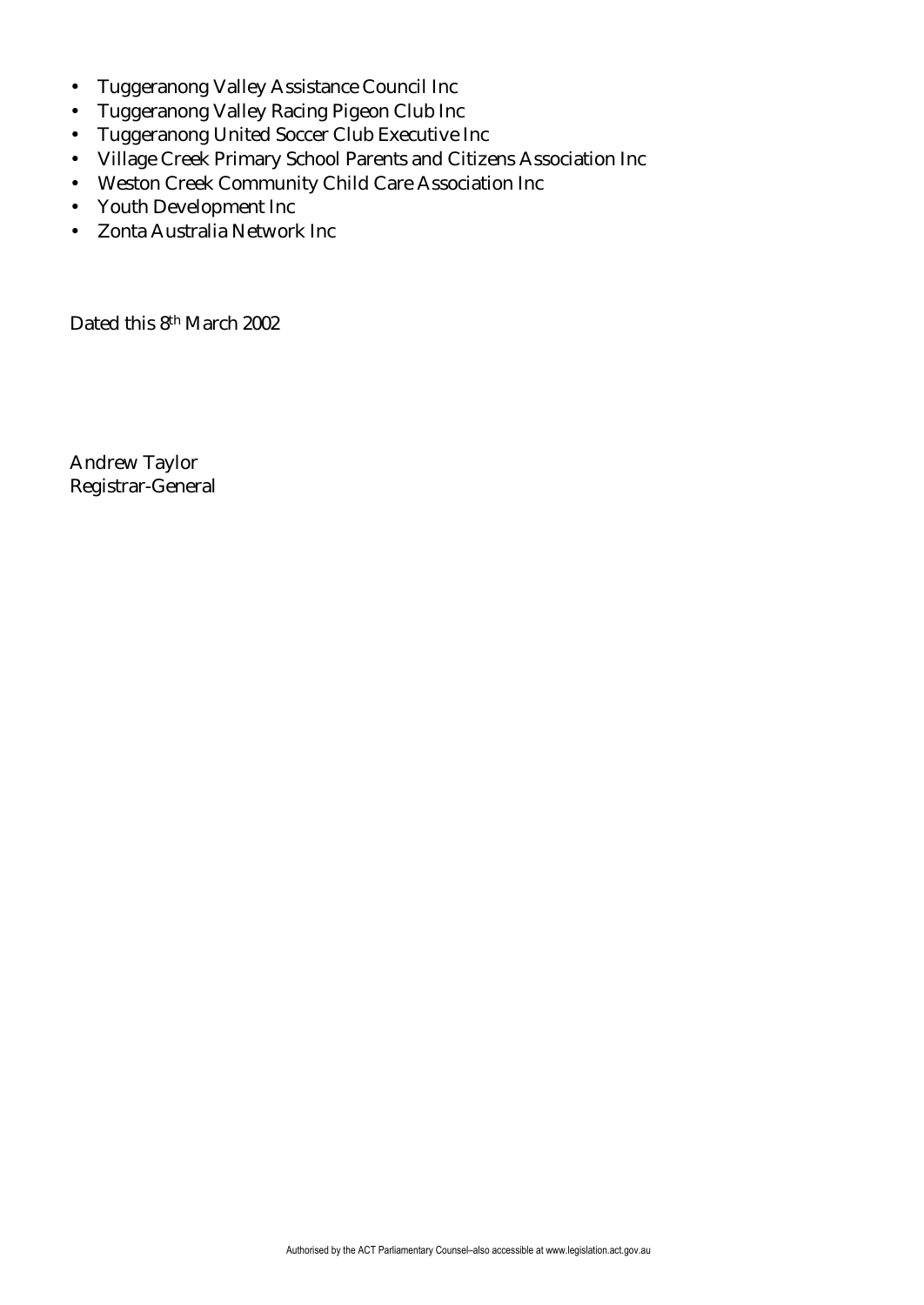- Tuggeranong Valley Assistance Council Inc
- Tuggeranong Valley Racing Pigeon Club Inc
- Tuggeranong United Soccer Club Executive Inc
- Village Creek Primary School Parents and Citizens Association Inc
- Weston Creek Community Child Care Association Inc
- Youth Development Inc
- Zonta Australia Network Inc

Dated this 8th March 2002

Andrew Taylor
Registrar-General